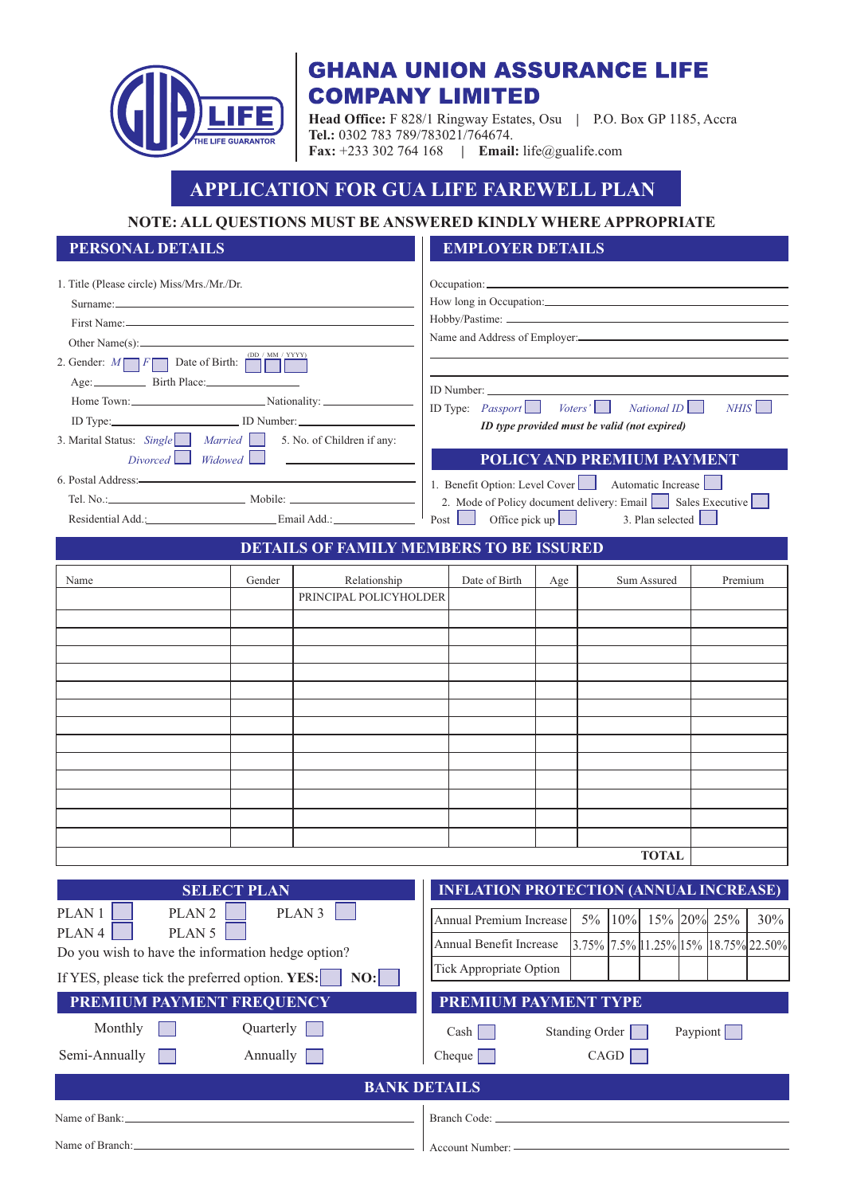# GHANA UNION ASSURANCE LIFE COMPANY LIMITED

**Head Office:** F 828/1 Ringway Estates, Osu | P.O. Box GP 1185, Accra
**Tel.:** 0302 783 789/783021/764674.
**Fax:** +233 302 764 168 | **Email:** life@gualife.com

## APPLICATION FOR GUA LIFE FAREWELL PLAN

**NOTE: ALL QUESTIONS MUST BE ANSWERED KINDLY WHERE APPROPRIATE**

### PERSONAL DETAILS

1. Title (Please circle) Miss/Mrs./Mr./Dr.
   Surname:
   First Name:
   Other Name(s):
2. Gender: *M* ☐ *F* ☐ Date of Birth: (DD / MM / YYYY) ☐ ☐ ☐
   Age: Birth Place:
   Home Town: Nationality:
   ID Type: ID Number:
3. Marital Status: *Single* ☐ *Married* ☐ *Divorced* ☐ *Widowed* ☐
5. No. of Children if any:
6. Postal Address:
   Tel. No.: Mobile:
   Residential Add.: Email Add.:

### EMPLOYER DETAILS

Occupation:
How long in Occupation:
Hobby/Pastime:
Name and Address of Employer:

ID Number:
ID Type: *Passport* ☐ *Voters'* ☐ *National ID* ☐ *NHIS* ☐

***ID type provided must be valid (not expired)***

### POLICY AND PREMIUM PAYMENT

1. Benefit Option: Level Cover ☐ Automatic Increase ☐
2. Mode of Policy document delivery: Email ☐ Sales Executive ☐ Post ☐ Office pick up ☐
3. Plan selected ☐

### DETAILS OF FAMILY MEMBERS TO BE ISSURED

| Name | Gender | Relationship | Date of Birth | Age | Sum Assured | Premium |
|---|---|---|---|---|---|---|
| | | PRINCIPAL POLICYHOLDER | | | | |
| | | | | | | |
| | | | | | | |
| | | | | | | |
| | | | | | | |
| | | | | | | |
| | | | | | | |
| | | | | | | |
| | | | | | | |
| | | | | | | |
| | | | | | | |
| | | | | | | |
| | | | | | | |
| | | | | | | |
| | | | | | | |
| | | | | | TOTAL | |

### SELECT PLAN

PLAN 1 ☐ PLAN 2 ☐ PLAN 3 ☐
PLAN 4 ☐ PLAN 5 ☐

Do you wish to have the information hedge option?

If YES, please tick the preferred option. **YES:** ☐ **NO:** ☐

### INFLATION PROTECTION (ANNUAL INCREASE)

| Annual Premium Increase | 5% | 10% | 15% | 20% | 25% | 30% |
|---|---|---|---|---|---|---|
| Annual Benefit Increase | 3.75% | 7.5% | 11.25% | 15% | 18.75% | 22.50% |
| Tick Appropriate Option | | | | | | |

### PREMIUM PAYMENT FREQUENCY

Monthly ☐ Quarterly ☐
Semi-Annually ☐ Annually ☐

### PREMIUM PAYMENT TYPE

Cash ☐ Standing Order ☐ Paypiont ☐
Cheque ☐ CAGD ☐

### BANK DETAILS

Name of Bank:
Name of Branch:
Branch Code:
Account Number: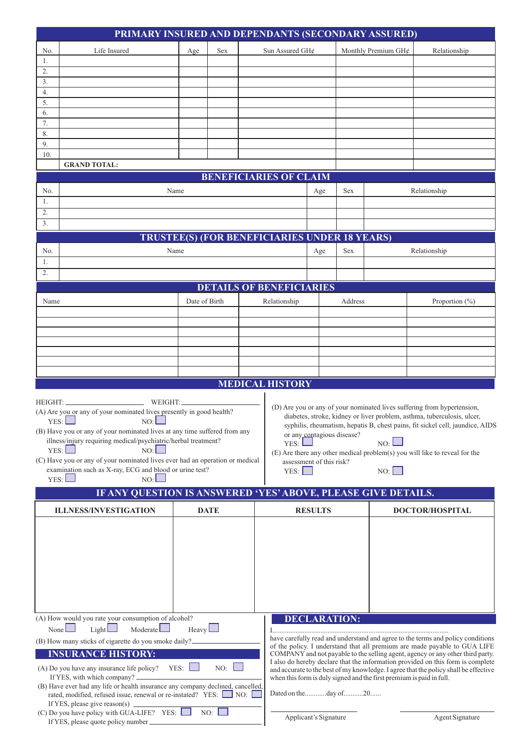## PRIMARY INSURED AND DEPENDANTS (SECONDARY ASSURED)

| No. | Life Insured | Age | Sex | Sun Assured GH¢ | Monthly Premium GH¢ | Relationship |
|---|---|---|---|---|---|---|
| 1. | | | | | | |
| 2. | | | | | | |
| 3. | | | | | | |
| 4. | | | | | | |
| 5. | | | | | | |
| 6. | | | | | | |
| 7. | | | | | | |
| 8. | | | | | | |
| 9. | | | | | | |
| 10. | | | | | | |
| | **GRAND TOTAL:** | | | | | |

## BENEFICIARIES OF CLAIM

| No. | Name | Age | Sex | Relationship |
|---|---|---|---|---|
| 1. | | | | |
| 2. | | | | |
| 3. | | | | |

## TRUSTEE(S) (FOR BENEFICIARIES UNDER 18 YEARS)

| No. | Name | Age | Sex | Relationship |
|---|---|---|---|---|
| 1. | | | | |
| 2. | | | | |

## DETAILS OF BENEFICIARIES

| Name | Date of Birth | Relationship | Address | Proportion (%) |
|---|---|---|---|---|
| | | | | |
| | | | | |
| | | | | |
| | | | | |
| | | | | |
| | | | | |
| | | | | |

## MEDICAL HISTORY

HEIGHT: \_\_\_\_\_\_\_\_\_\_ WEIGHT: \_\_\_\_\_\_\_\_\_\_

(A) Are you or any of your nominated lives presently in good health?
YES: ☐ NO: ☐

(B) Have you or any of your nominated lives at any time suffered from any illness/injury requiring medical/psychiatric/herbal treatment?
YES: ☐ NO: ☐

(C) Have you or any of your nominated lives ever had an operation or medical examination such as X-ray, ECG and blood or urine test?
YES: ☐ NO: ☐

(D) Are you or any of your nominated lives suffering from hypertension, diabetes, stroke, kidney or liver problem, asthma, tuberculosis, ulcer, syphilis, rheumatism, hepatis B, chest pains, fit sickel cell, jaundice, AIDS or any contagious disease?
YES: ☐ NO: ☐

(E) Are there any other medical problem(s) you will like to reveal for the assessment of this risk?
YES: ☐ NO: ☐

## IF ANY QUESTION IS ANSWERED 'YES' ABOVE, PLEASE GIVE DETAILS.

| ILLNESS/INVESTIGATION | DATE | RESULTS | DOCTOR/HOSPITAL |
|---|---|---|---|
| | | | |

(A) How would you rate your consumption of alcohol?
None ☐ Light ☐ Moderate ☐ Heavy ☐

(B) How many sticks of cigarette do you smoke daily? \_\_\_\_\_\_\_\_\_\_

## INSURANCE HISTORY:

(A) Do you have any insurance life policy? YES: ☐ NO: ☐
If YES, with which company? \_\_\_\_\_\_\_\_\_\_

(B) Have ever had any life or health insurance any company declined, cancelled, rated, modified, refused issue, renewal or re-instated? YES: ☐ NO: ☐
If YES, please give reason(s) \_\_\_\_\_\_\_\_\_\_

(C) Do you have policy with GUA-LIFE? YES: ☐ NO: ☐
If YES, please quote policy number \_\_\_\_\_\_\_\_\_\_

## DECLARATION:

I..................................................................................................
have carefully read and understand and agree to the terms and policy conditions of the policy. I understand that all premium are made payable to GUA LIFE COMPANY and not payable to the selling agent, agency or any other third party. I also do hereby declare that the information provided on this form is complete and accurate to the best of my knowledge. I agree that the policy shall be effective when this form is duly signed and the first premium is paid in full.

Dated on the............day of...........20......

\_\_\_\_\_\_\_\_\_\_ Applicant's Signature

\_\_\_\_\_\_\_\_\_\_ Agent Signature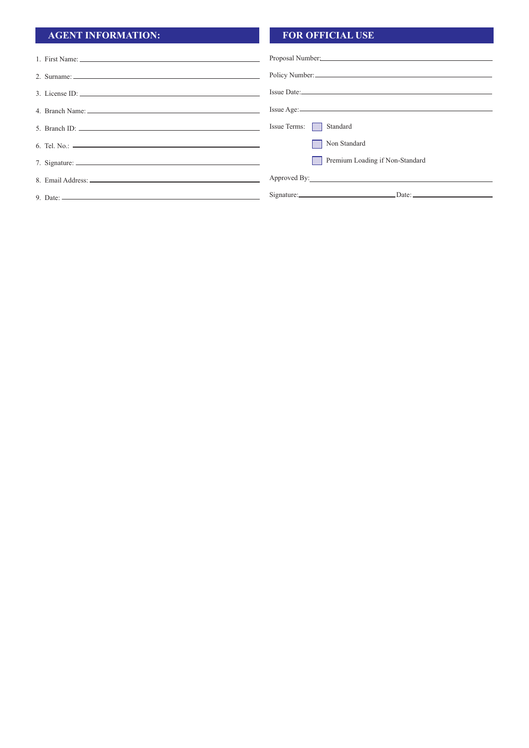## AGENT INFORMATION:

1. First Name: ______________________
2. Surname: ______________________
3. License ID: ______________________
4. Branch Name: ______________________
5. Branch ID: ______________________
6. Tel. No.: ______________________
7. Signature: ______________________
8. Email Address: ______________________
9. Date: ______________________

## FOR OFFICIAL USE

Proposal Number: ______________________

Policy Number: ______________________

Issue Date: ______________________

Issue Age: ______________________

Issue Terms:
- ☐ Standard
- ☐ Non Standard
- ☐ Premium Loading if Non-Standard

Approved By: ______________________

Signature: ______________________ Date: ______________________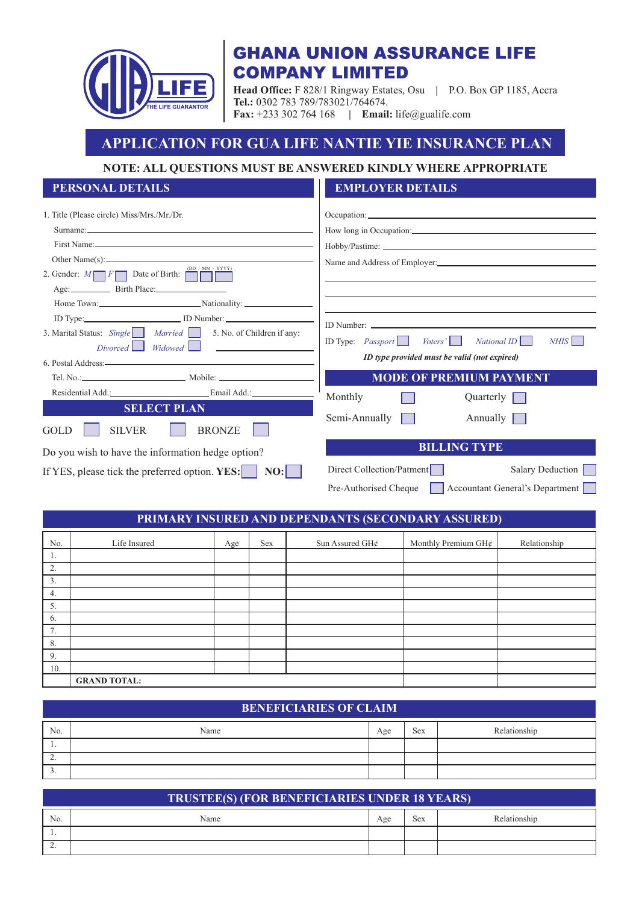# GHANA UNION ASSURANCE LIFE COMPANY LIMITED

**Head Office:** F 828/1 Ringway Estates, Osu | P.O. Box GP 1185, Accra
**Tel.:** 0302 783 789/783021/764674.
**Fax:** +233 302 764 168 | **Email:** life@gualife.com

## APPLICATION FOR GUA LIFE NANTIE YIE INSURANCE PLAN

**NOTE: ALL QUESTIONS MUST BE ANSWERED KINDLY WHERE APPROPRIATE**

### PERSONAL DETAILS

1. Title (Please circle) Miss/Mrs./Mr./Dr.

   Surname: \_\_\_\_\_\_\_\_\_\_

   First Name: \_\_\_\_\_\_\_\_\_\_

   Other Name(s): \_\_\_\_\_\_\_\_\_\_

2. Gender: *M* ☐ *F* ☐ Date of Birth: (DD / MM / YYYY) ☐ ☐ ☐

   Age: \_\_\_\_\_ Birth Place: \_\_\_\_\_\_\_\_\_\_

   Home Town: \_\_\_\_\_\_\_\_\_\_ Nationality: \_\_\_\_\_\_\_\_\_\_

   ID Type: \_\_\_\_\_\_\_\_\_\_ ID Number: \_\_\_\_\_\_\_\_\_\_

3. Marital Status: *Single* ☐ *Married* ☐ *Divorced* ☐ *Widowed* ☐

5. No. of Children if any: \_\_\_\_\_\_\_\_\_\_

6. Postal Address: \_\_\_\_\_\_\_\_\_\_

   Tel. No.: \_\_\_\_\_\_\_\_\_\_ Mobile: \_\_\_\_\_\_\_\_\_\_

   Residential Add.: \_\_\_\_\_\_\_\_\_\_ Email Add.: \_\_\_\_\_\_\_\_\_\_

### SELECT PLAN

GOLD ☐ SILVER ☐ BRONZE ☐

Do you wish to have the information hedge option?

If YES, please tick the preferred option. **YES:** ☐ **NO:** ☐

### EMPLOYER DETAILS

Occupation: \_\_\_\_\_\_\_\_\_\_

How long in Occupation: \_\_\_\_\_\_\_\_\_\_

Hobby/Pastime: \_\_\_\_\_\_\_\_\_\_

Name and Address of Employer: \_\_\_\_\_\_\_\_\_\_

\_\_\_\_\_\_\_\_\_\_

\_\_\_\_\_\_\_\_\_\_

\_\_\_\_\_\_\_\_\_\_

ID Number: \_\_\_\_\_\_\_\_\_\_

ID Type: *Passport* ☐ *Voters'* ☐ *National ID* ☐ *NHIS* ☐

***ID type provided must be valid (not expired)***

### MODE OF PREMIUM PAYMENT

Monthly ☐ Quarterly ☐

Semi-Annually ☐ Annually ☐

### BILLING TYPE

Direct Collection/Patment ☐ Salary Deduction ☐

Pre-Authorised Cheque ☐ Accountant General's Department ☐

### PRIMARY INSURED AND DEPENDANTS (SECONDARY ASSURED)

| No. | Life Insured | Age | Sex | Sun Assured GH¢ | Monthly Premium GH¢ | Relationship |
|---|---|---|---|---|---|---|
| 1. | | | | | | |
| 2. | | | | | | |
| 3. | | | | | | |
| 4. | | | | | | |
| 5. | | | | | | |
| 6. | | | | | | |
| 7. | | | | | | |
| 8. | | | | | | |
| 9. | | | | | | |
| 10. | | | | | | |
| | **GRAND TOTAL:** | | | | | |

### BENEFICIARIES OF CLAIM

| No. | Name | Age | Sex | Relationship |
|---|---|---|---|---|
| 1. | | | | |
| 2. | | | | |
| 3. | | | | |

### TRUSTEE(S) (FOR BENEFICIARIES UNDER 18 YEARS)

| No. | Name | Age | Sex | Relationship |
|---|---|---|---|---|
| 1. | | | | |
| 2. | | | | |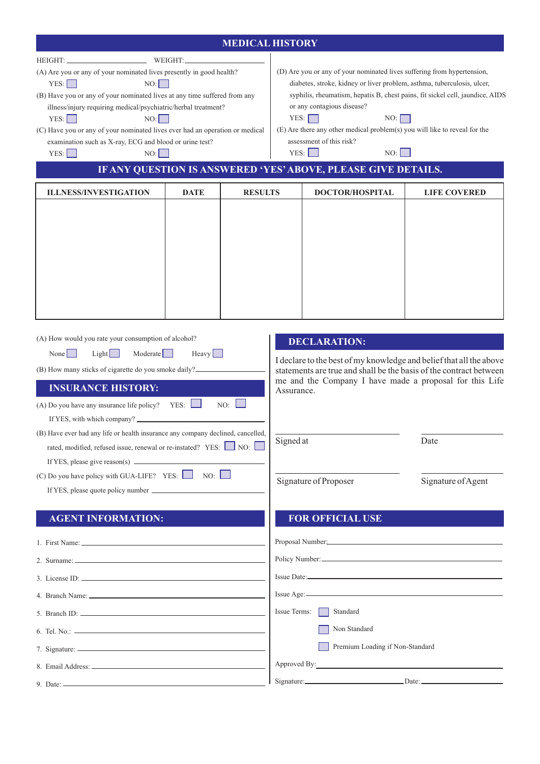## MEDICAL HISTORY

HEIGHT: ____________________ WEIGHT: ____________________

(A) Are you or any of your nominated lives presently in good health?

YES: ☐ NO: ☐

(B) Have you or any of your nominated lives at any time suffered from any illness/injury requiring medical/psychiatric/herbal treatment?

YES: ☐ NO: ☐

(C) Have you or any of your nominated lives ever had an operation or medical examination such as X-ray, ECG and blood or urine test?

YES: ☐ NO: ☐

(D) Are you or any of your nominated lives suffering from hypertension, diabetes, stroke, kidney or liver problem, asthma, tuberculosis, ulcer, syphilis, rheumatism, hepatis B, chest pains, fit sickel cell, jaundice, AIDS or any contagious disease?

YES: ☐ NO: ☐

(E) Are there any other medical problem(s) you will like to reveal for the assessment of this risk?

YES: ☐ NO: ☐

## IF ANY QUESTION IS ANSWERED 'YES' ABOVE, PLEASE GIVE DETAILS.

| ILLNESS/INVESTIGATION | DATE | RESULTS | DOCTOR/HOSPITAL | LIFE COVERED |
|---|---|---|---|---|
| | | | | |

(A) How would you rate your consumption of alcohol?

None ☐ Light ☐ Moderate ☐ Heavy ☐

(B) How many sticks of cigarette do you smoke daily? ____________________

## INSURANCE HISTORY:

(A) Do you have any insurance life policy? YES: ☐ NO: ☐

If YES, with which company? ____________________

(B) Have ever had any life or health insurance any company declined, cancelled, rated, modified, refused issue, renewal or re-instated? YES: ☐ NO: ☐

If YES, please give reason(s) ____________________

(C) Do you have policy with GUA-LIFE? YES: ☐ NO: ☐

If YES, please quote policy number ____________________

## AGENT INFORMATION:

1. First Name: ____________________
2. Surname: ____________________
3. License ID: ____________________
4. Branch Name: ____________________
5. Branch ID: ____________________
6. Tel. No.: ____________________
7. Signature: ____________________
8. Email Address: ____________________
9. Date: ____________________

## DECLARATION:

I declare to the best of my knowledge and belief that all the above statements are true and shall be the basis of the contract between me and the Company I have made a proposal for this Life Assurance.

____________________ Signed at ____________________ Date

____________________ Signature of Proposer ____________________ Signature of Agent

## FOR OFFICIAL USE

Proposal Number: ____________________

Policy Number: ____________________

Issue Date: ____________________

Issue Age: ____________________

Issue Terms: ☐ Standard

☐ Non Standard

☐ Premium Loading if Non-Standard

Approved By: ____________________

Signature: ____________________ Date: ____________________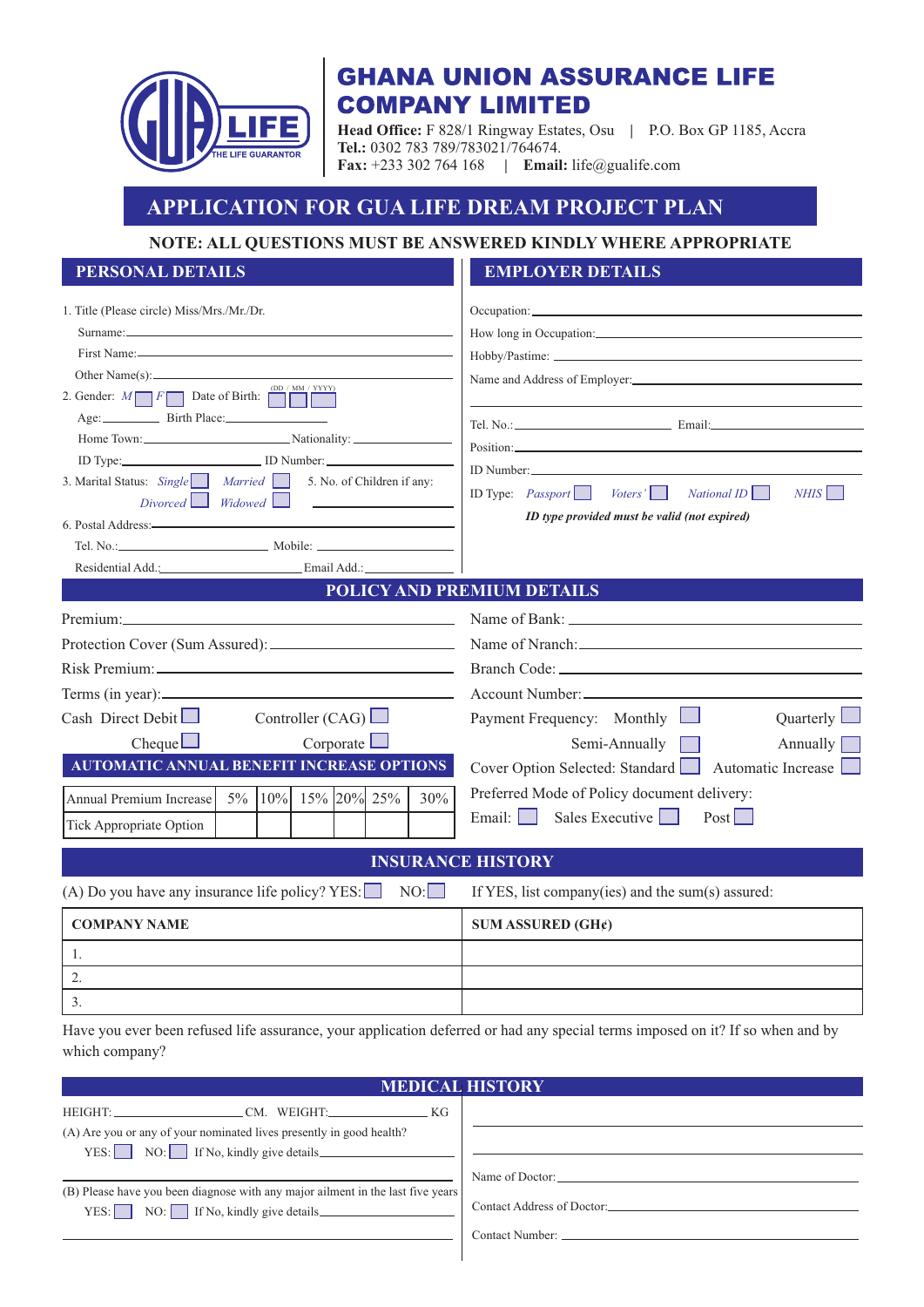# GHANA UNION ASSURANCE LIFE COMPANY LIMITED

**Head Office:** F 828/1 Ringway Estates, Osu | P.O. Box GP 1185, Accra
**Tel.:** 0302 783 789/783021/764674.
**Fax:** +233 302 764 168 | **Email:** life@gualife.com

## APPLICATION FOR GUA LIFE DREAM PROJECT PLAN

**NOTE: ALL QUESTIONS MUST BE ANSWERED KINDLY WHERE APPROPRIATE**

### PERSONAL DETAILS

1. Title (Please circle) Miss/Mrs./Mr./Dr.
   Surname:
   First Name:
   Other Name(s):
2. Gender: *M* ☐ *F* ☐ Date of Birth: (DD / MM / YYYY) ☐ ☐ ☐
   Age: Birth Place:
   Home Town: Nationality:
   ID Type: ID Number:
3. Marital Status: *Single* ☐ *Married* ☐ *Divorced* ☐ *Widowed* ☐
5. No. of Children if any:
6. Postal Address:
   Tel. No.: Mobile:
   Residential Add.: Email Add.:

### EMPLOYER DETAILS

Occupation:
How long in Occupation:
Hobby/Pastime:
Name and Address of Employer:

Tel. No.: Email:
Position:
ID Number:
ID Type: *Passport* ☐ *Voters'* ☐ *National ID* ☐ *NHIS* ☐

***ID type provided must be valid (not expired)***

### POLICY AND PREMIUM DETAILS

Premium:
Protection Cover (Sum Assured):
Risk Premium:
Terms (in year):
Cash Direct Debit ☐ Controller (CAG) ☐
Cheque ☐ Corporate ☐

Name of Bank:
Name of Nranch:
Branch Code:
Account Number:
Payment Frequency: Monthly ☐ Quarterly ☐ Semi-Annually ☐ Annually ☐
Cover Option Selected: Standard ☐ Automatic Increase ☐
Preferred Mode of Policy document delivery:
Email: ☐ Sales Executive ☐ Post ☐

### AUTOMATIC ANNUAL BENEFIT INCREASE OPTIONS

| Annual Premium Increase | 5% | 10% | 15% | 20% | 25% | 30% |
|---|---|---|---|---|---|---|
| Tick Appropriate Option | | | | | | |

### INSURANCE HISTORY

(A) Do you have any insurance life policy? YES: ☐ NO: ☐ If YES, list company(ies) and the sum(s) assured:

| COMPANY NAME | SUM ASSURED (GH¢) |
|---|---|
| 1. | |
| 2. | |
| 3. | |

Have you ever been refused life assurance, your application deferred or had any special terms imposed on it? If so when and by which company?

### MEDICAL HISTORY

HEIGHT: CM. WEIGHT: KG

(A) Are you or any of your nominated lives presently in good health?
YES: ☐ NO: ☐ If No, kindly give details

(B) Please have you been diagnose with any major ailment in the last five years
YES: ☐ NO: ☐ If No, kindly give details

Name of Doctor:
Contact Address of Doctor:
Contact Number: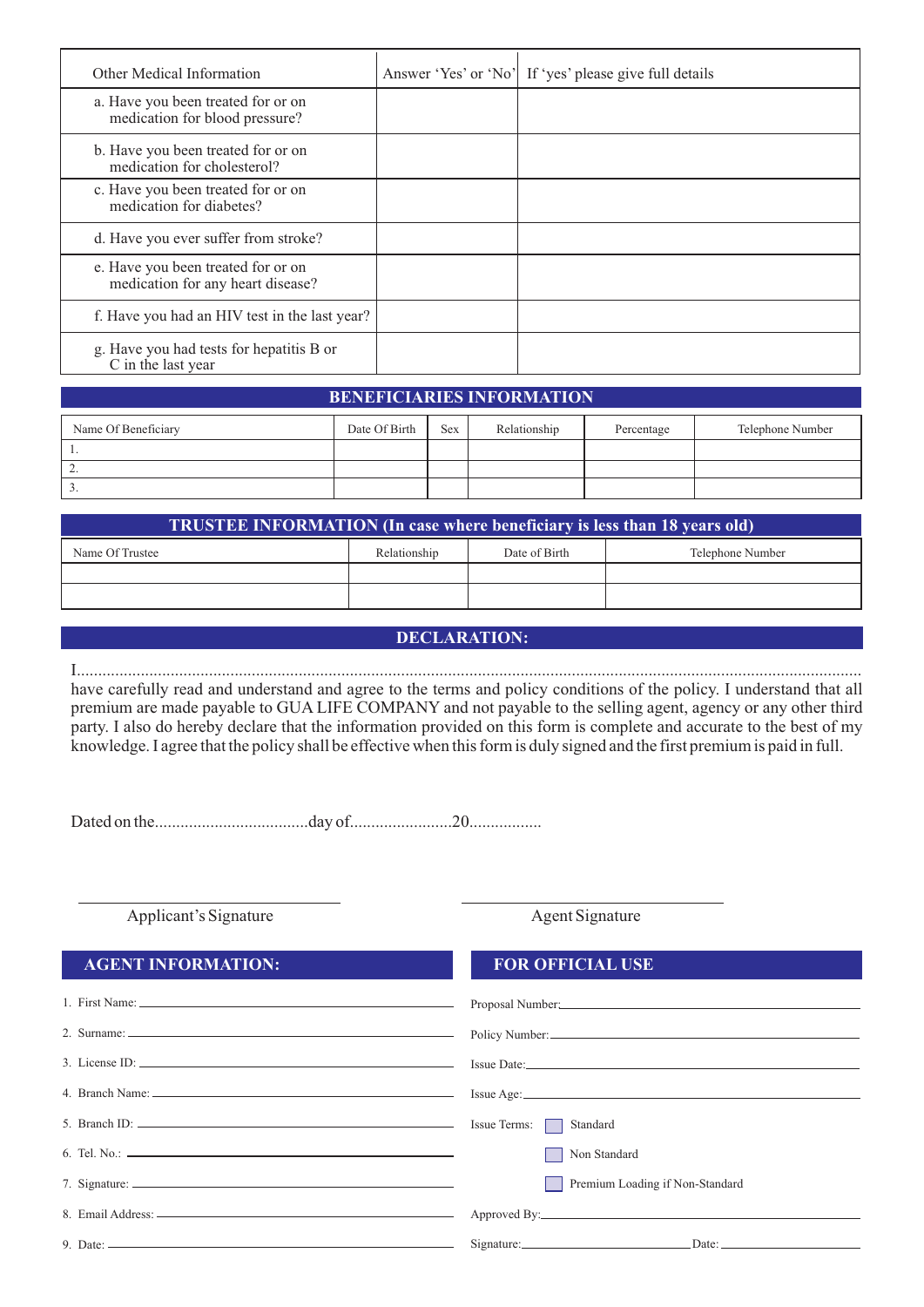| Other Medical Information | Answer 'Yes' or 'No' | If 'yes' please give full details |
|---|---|---|
| a. Have you been treated for or on medication for blood pressure? | | |
| b. Have you been treated for or on medication for cholesterol? | | |
| c. Have you been treated for or on medication for diabetes? | | |
| d. Have you ever suffer from stroke? | | |
| e. Have you been treated for or on medication for any heart disease? | | |
| f. Have you had an HIV test in the last year? | | |
| g. Have you had tests for hepatitis B or C in the last year | | |

## BENEFICIARIES INFORMATION

| Name Of Beneficiary | Date Of Birth | Sex | Relationship | Percentage | Telephone Number |
|---|---|---|---|---|---|
| 1. | | | | | |
| 2. | | | | | |
| 3. | | | | | |

## TRUSTEE INFORMATION (In case where beneficiary is less than 18 years old)

| Name Of Trustee | Relationship | Date of Birth | Telephone Number |
|---|---|---|---|
| | | | |
| | | | |

## DECLARATION:

I..........................................................................................................................................................................
have carefully read and understand and agree to the terms and policy conditions of the policy. I understand that all premium are made payable to GUA LIFE COMPANY and not payable to the selling agent, agency or any other third party. I also do hereby declare that the information provided on this form is complete and accurate to the best of my knowledge. I agree that the policy shall be effective when this form is duly signed and the first premium is paid in full.

Dated on the....................................day of........................20.................

______________________________
Applicant's Signature

______________________________
Agent Signature

## AGENT INFORMATION:

1. First Name: ______________________________
2. Surname: ______________________________
3. License ID: ______________________________
4. Branch Name: ______________________________
5. Branch ID: ______________________________
6. Tel. No.: ______________________________
7. Signature: ______________________________
8. Email Address: ______________________________
9. Date: ______________________________

## FOR OFFICIAL USE

Proposal Number: ______________________________

Policy Number: ______________________________

Issue Date: ______________________________

Issue Age: ______________________________

Issue Terms:
- ☐ Standard
- ☐ Non Standard
- ☐ Premium Loading if Non-Standard

Approved By: ______________________________

Signature: ______________________________ Date: ______________________________